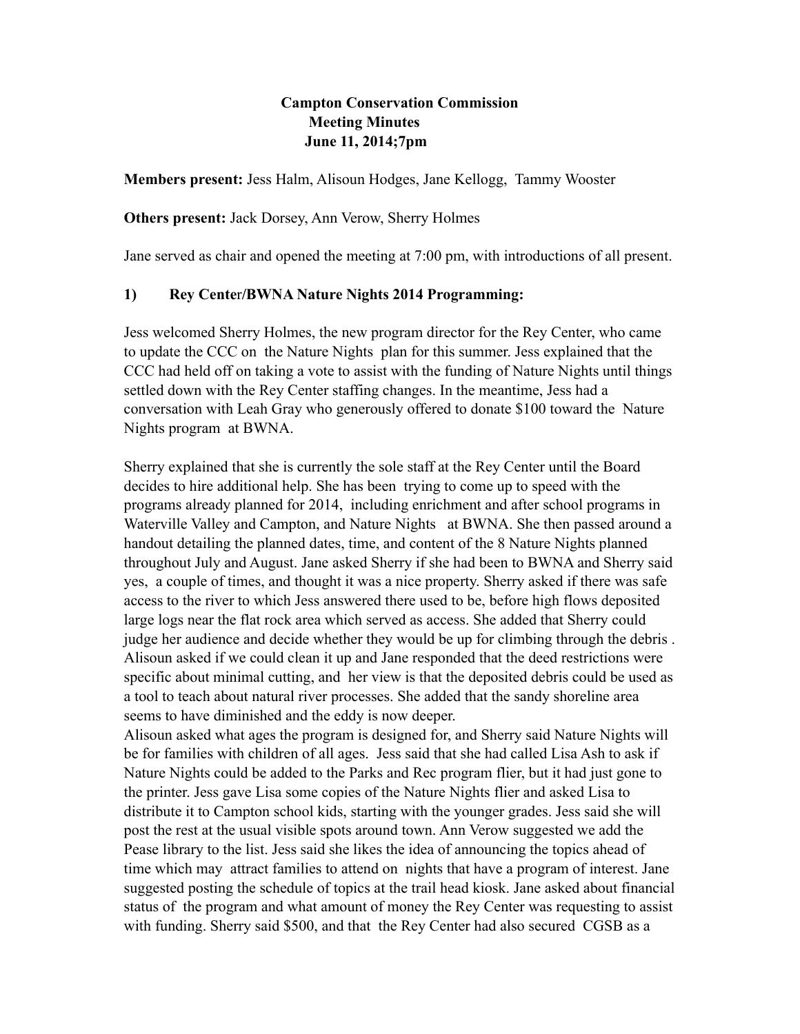# Campton Conservation Commission
## Meeting Minutes
### June 11, 2014;7pm

**Members present:** Jess Halm, Alisoun Hodges, Jane Kellogg, Tammy Wooster

**Others present:** Jack Dorsey, Ann Verow, Sherry Holmes

Jane served as chair and opened the meeting at 7:00 pm, with introductions of all present.

**1) Rey Center/BWNA Nature Nights 2014 Programming:**

Jess welcomed Sherry Holmes, the new program director for the Rey Center, who came to update the CCC on the Nature Nights plan for this summer. Jess explained that the CCC had held off on taking a vote to assist with the funding of Nature Nights until things settled down with the Rey Center staffing changes. In the meantime, Jess had a conversation with Leah Gray who generously offered to donate $100 toward the Nature Nights program at BWNA.

Sherry explained that she is currently the sole staff at the Rey Center until the Board decides to hire additional help. She has been trying to come up to speed with the programs already planned for 2014, including enrichment and after school programs in Waterville Valley and Campton, and Nature Nights at BWNA. She then passed around a handout detailing the planned dates, time, and content of the 8 Nature Nights planned throughout July and August. Jane asked Sherry if she had been to BWNA and Sherry said yes, a couple of times, and thought it was a nice property. Sherry asked if there was safe access to the river to which Jess answered there used to be, before high flows deposited large logs near the flat rock area which served as access. She added that Sherry could judge her audience and decide whether they would be up for climbing through the debris . Alisoun asked if we could clean it up and Jane responded that the deed restrictions were specific about minimal cutting, and her view is that the deposited debris could be used as a tool to teach about natural river processes. She added that the sandy shoreline area seems to have diminished and the eddy is now deeper.
Alisoun asked what ages the program is designed for, and Sherry said Nature Nights will be for families with children of all ages. Jess said that she had called Lisa Ash to ask if Nature Nights could be added to the Parks and Rec program flier, but it had just gone to the printer. Jess gave Lisa some copies of the Nature Nights flier and asked Lisa to distribute it to Campton school kids, starting with the younger grades. Jess said she will post the rest at the usual visible spots around town. Ann Verow suggested we add the Pease library to the list. Jess said she likes the idea of announcing the topics ahead of time which may attract families to attend on nights that have a program of interest. Jane suggested posting the schedule of topics at the trail head kiosk. Jane asked about financial status of the program and what amount of money the Rey Center was requesting to assist with funding. Sherry said $500, and that the Rey Center had also secured CGSB as a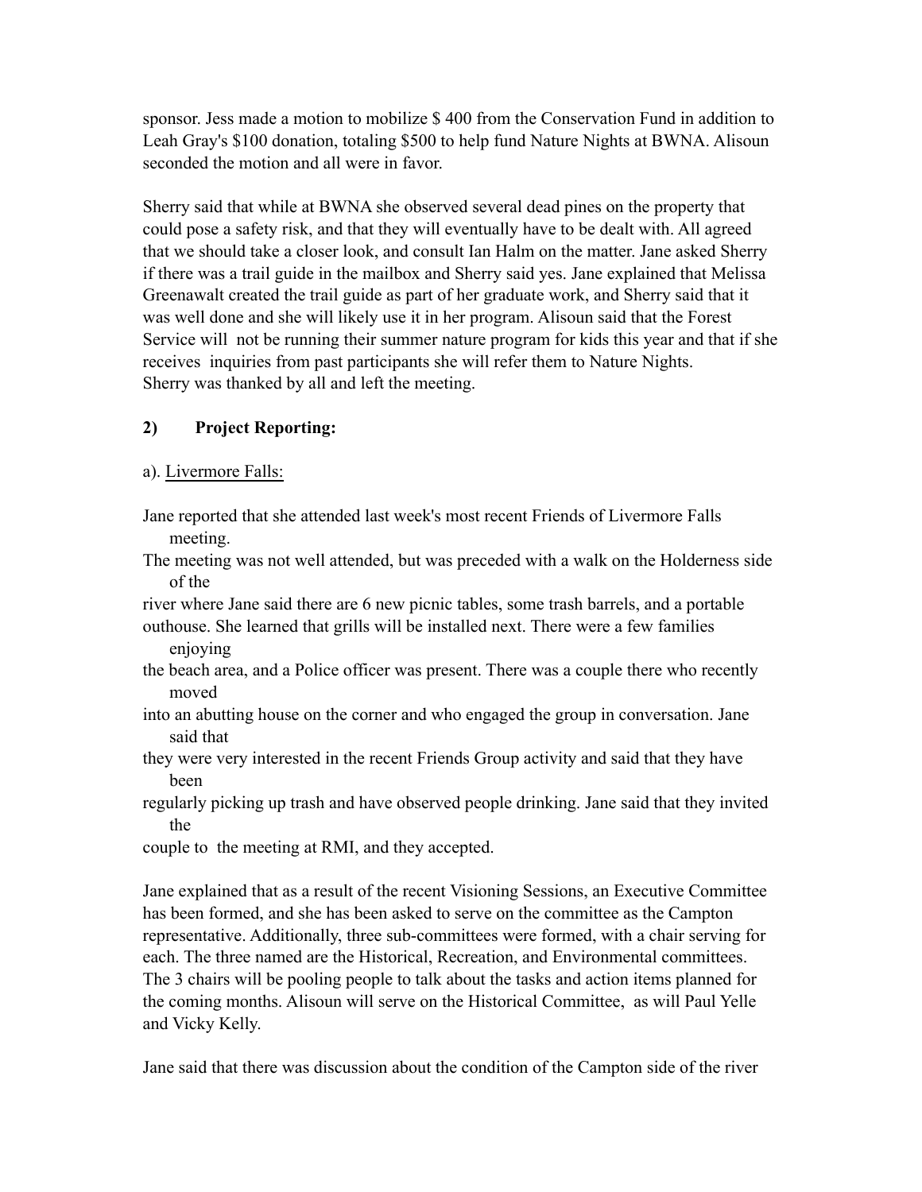sponsor. Jess made a motion to mobilize $ 400 from the Conservation Fund in addition to Leah Gray's $100 donation, totaling $500 to help fund Nature Nights at BWNA. Alisoun seconded the motion and all were in favor.

Sherry said that while at BWNA she observed several dead pines on the property that could pose a safety risk, and that they will eventually have to be dealt with. All agreed that we should take a closer look, and consult Ian Halm on the matter. Jane asked Sherry if there was a trail guide in the mailbox and Sherry said yes. Jane explained that Melissa Greenawalt created the trail guide as part of her graduate work, and Sherry said that it was well done and she will likely use it in her program. Alisoun said that the Forest Service will not be running their summer nature program for kids this year and that if she receives inquiries from past participants she will refer them to Nature Nights.
Sherry was thanked by all and left the meeting.

**2) Project Reporting:**

a). Livermore Falls:

Jane reported that she attended last week's most recent Friends of Livermore Falls meeting.
The meeting was not well attended, but was preceded with a walk on the Holderness side of the river where Jane said there are 6 new picnic tables, some trash barrels, and a portable outhouse. She learned that grills will be installed next. There were a few families enjoying the beach area, and a Police officer was present. There was a couple there who recently moved into an abutting house on the corner and who engaged the group in conversation. Jane said that they were very interested in the recent Friends Group activity and said that they have been regularly picking up trash and have observed people drinking. Jane said that they invited the couple to the meeting at RMI, and they accepted.

Jane explained that as a result of the recent Visioning Sessions, an Executive Committee has been formed, and she has been asked to serve on the committee as the Campton representative. Additionally, three sub-committees were formed, with a chair serving for each. The three named are the Historical, Recreation, and Environmental committees. The 3 chairs will be pooling people to talk about the tasks and action items planned for the coming months. Alisoun will serve on the Historical Committee, as will Paul Yelle and Vicky Kelly.

Jane said that there was discussion about the condition of the Campton side of the river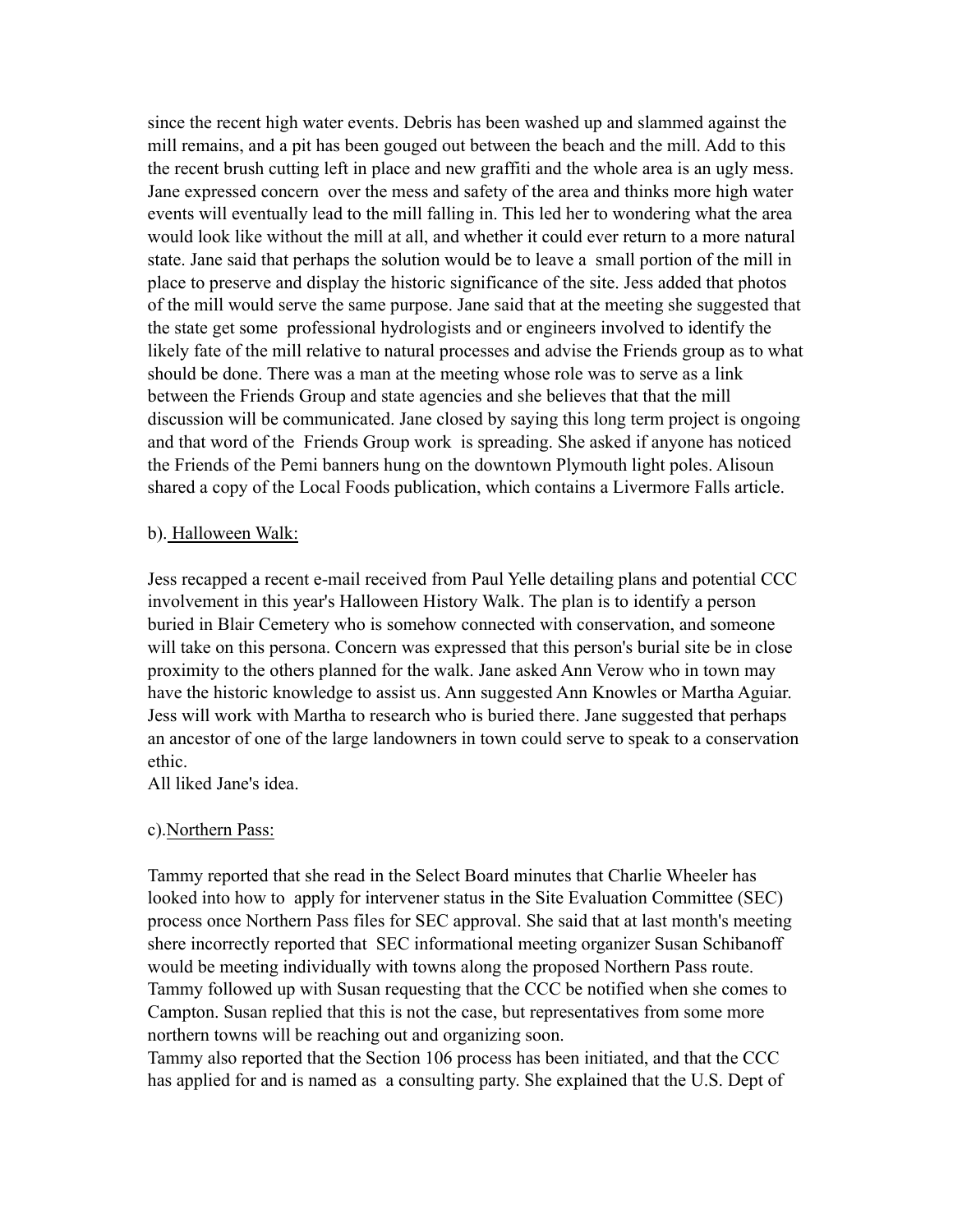since the recent high water events. Debris has been washed up and slammed against the mill remains, and a pit has been gouged out between the beach and the mill. Add to this the recent brush cutting left in place and new graffiti and the whole area is an ugly mess. Jane expressed concern over the mess and safety of the area and thinks more high water events will eventually lead to the mill falling in. This led her to wondering what the area would look like without the mill at all, and whether it could ever return to a more natural state. Jane said that perhaps the solution would be to leave a small portion of the mill in place to preserve and display the historic significance of the site. Jess added that photos of the mill would serve the same purpose. Jane said that at the meeting she suggested that the state get some professional hydrologists and or engineers involved to identify the likely fate of the mill relative to natural processes and advise the Friends group as to what should be done. There was a man at the meeting whose role was to serve as a link between the Friends Group and state agencies and she believes that that the mill discussion will be communicated. Jane closed by saying this long term project is ongoing and that word of the Friends Group work is spreading. She asked if anyone has noticed the Friends of the Pemi banners hung on the downtown Plymouth light poles. Alisoun shared a copy of the Local Foods publication, which contains a Livermore Falls article.

b). Halloween Walk:

Jess recapped a recent e-mail received from Paul Yelle detailing plans and potential CCC involvement in this year's Halloween History Walk. The plan is to identify a person buried in Blair Cemetery who is somehow connected with conservation, and someone will take on this persona. Concern was expressed that this person's burial site be in close proximity to the others planned for the walk. Jane asked Ann Verow who in town may have the historic knowledge to assist us. Ann suggested Ann Knowles or Martha Aguiar. Jess will work with Martha to research who is buried there. Jane suggested that perhaps an ancestor of one of the large landowners in town could serve to speak to a conservation ethic.
All liked Jane's idea.

c).Northern Pass:

Tammy reported that she read in the Select Board minutes that Charlie Wheeler has looked into how to apply for intervener status in the Site Evaluation Committee (SEC) process once Northern Pass files for SEC approval. She said that at last month's meeting shere incorrectly reported that SEC informational meeting organizer Susan Schibanoff would be meeting individually with towns along the proposed Northern Pass route. Tammy followed up with Susan requesting that the CCC be notified when she comes to Campton. Susan replied that this is not the case, but representatives from some more northern towns will be reaching out and organizing soon.
Tammy also reported that the Section 106 process has been initiated, and that the CCC has applied for and is named as a consulting party. She explained that the U.S. Dept of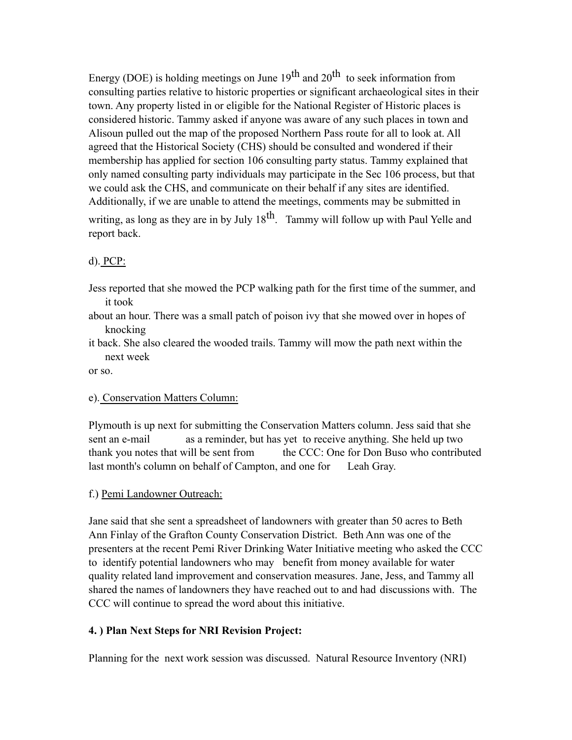Energy (DOE) is holding meetings on June 19th and 20th to seek information from consulting parties relative to historic properties or significant archaeological sites in their town. Any property listed in or eligible for the National Register of Historic places is considered historic. Tammy asked if anyone was aware of any such places in town and Alisoun pulled out the map of the proposed Northern Pass route for all to look at. All agreed that the Historical Society (CHS) should be consulted and wondered if their membership has applied for section 106 consulting party status. Tammy explained that only named consulting party individuals may participate in the Sec 106 process, but that we could ask the CHS, and communicate on their behalf if any sites are identified. Additionally, if we are unable to attend the meetings, comments may be submitted in writing, as long as they are in by July 18th. Tammy will follow up with Paul Yelle and report back.

d). PCP:

Jess reported that she mowed the PCP walking path for the first time of the summer, and it took about an hour. There was a small patch of poison ivy that she mowed over in hopes of knocking it back. She also cleared the wooded trails. Tammy will mow the path next within the next week or so.

e). Conservation Matters Column:

Plymouth is up next for submitting the Conservation Matters column. Jess said that she sent an e-mail as a reminder, but has yet to receive anything. She held up two thank you notes that will be sent from the CCC: One for Don Buso who contributed last month's column on behalf of Campton, and one for Leah Gray.

f.) Pemi Landowner Outreach:

Jane said that she sent a spreadsheet of landowners with greater than 50 acres to Beth Ann Finlay of the Grafton County Conservation District. Beth Ann was one of the presenters at the recent Pemi River Drinking Water Initiative meeting who asked the CCC to identify potential landowners who may benefit from money available for water quality related land improvement and conservation measures. Jane, Jess, and Tammy all shared the names of landowners they have reached out to and had discussions with. The CCC will continue to spread the word about this initiative.

**4. ) Plan Next Steps for NRI Revision Project:**

Planning for the next work session was discussed. Natural Resource Inventory (NRI)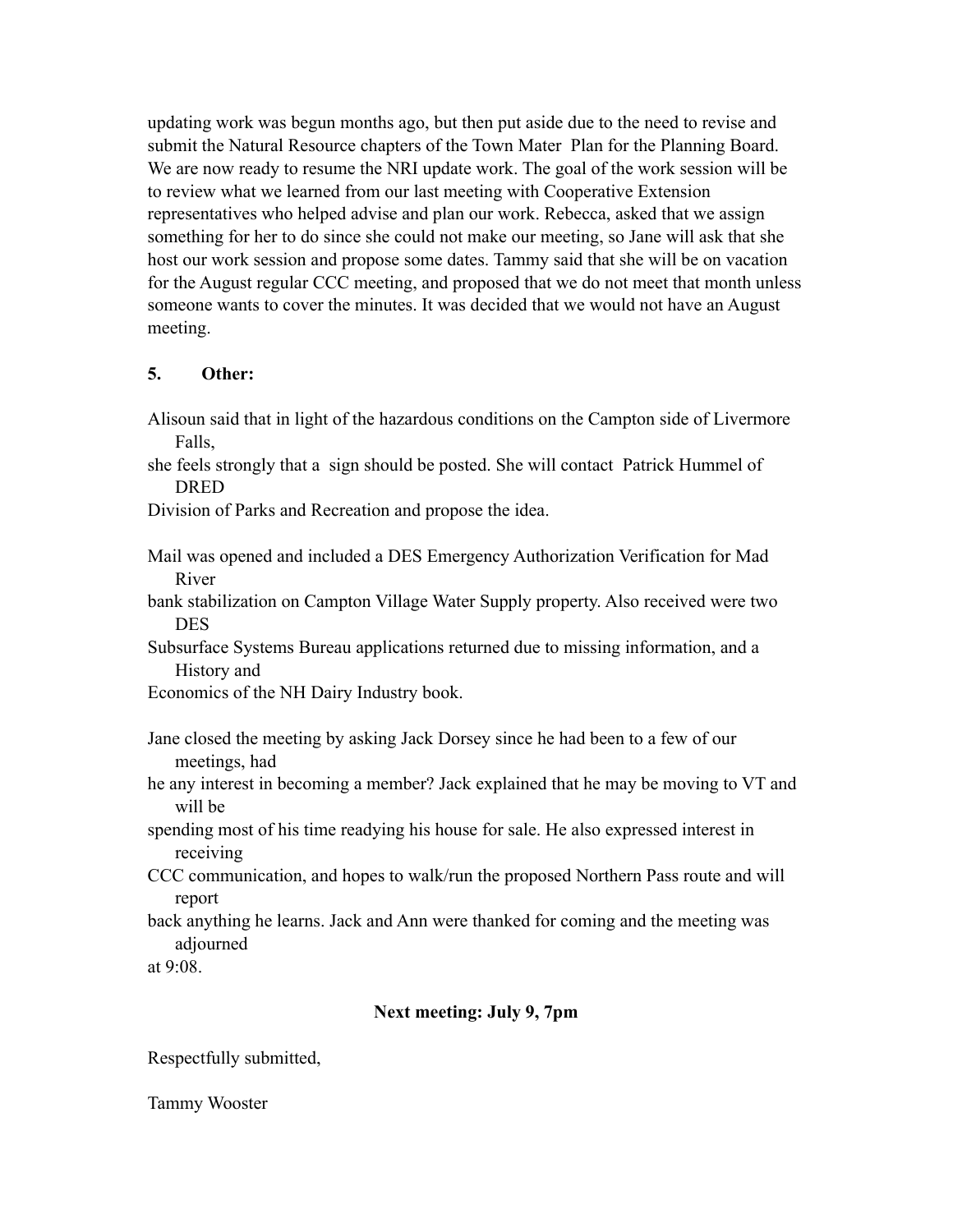updating work was begun months ago, but then put aside due to the need to revise and submit the Natural Resource chapters of the Town Mater  Plan for the Planning Board. We are now ready to resume the NRI update work. The goal of the work session will be to review what we learned from our last meeting with Cooperative Extension representatives who helped advise and plan our work. Rebecca, asked that we assign something for her to do since she could not make our meeting, so Jane will ask that she host our work session and propose some dates. Tammy said that she will be on vacation for the August regular CCC meeting, and proposed that we do not meet that month unless someone wants to cover the minutes. It was decided that we would not have an August meeting.

**5. Other:**

Alisoun said that in light of the hazardous conditions on the Campton side of Livermore Falls, she feels strongly that a  sign should be posted. She will contact  Patrick Hummel of DRED Division of Parks and Recreation and propose the idea.

Mail was opened and included a DES Emergency Authorization Verification for Mad River bank stabilization on Campton Village Water Supply property. Also received were two DES Subsurface Systems Bureau applications returned due to missing information, and a History and Economics of the NH Dairy Industry book.

Jane closed the meeting by asking Jack Dorsey since he had been to a few of our meetings, had he any interest in becoming a member? Jack explained that he may be moving to VT and will be spending most of his time readying his house for sale. He also expressed interest in receiving CCC communication, and hopes to walk/run the proposed Northern Pass route and will report back anything he learns. Jack and Ann were thanked for coming and the meeting was adjourned at 9:08.

**Next meeting: July 9, 7pm**

Respectfully submitted,

Tammy Wooster